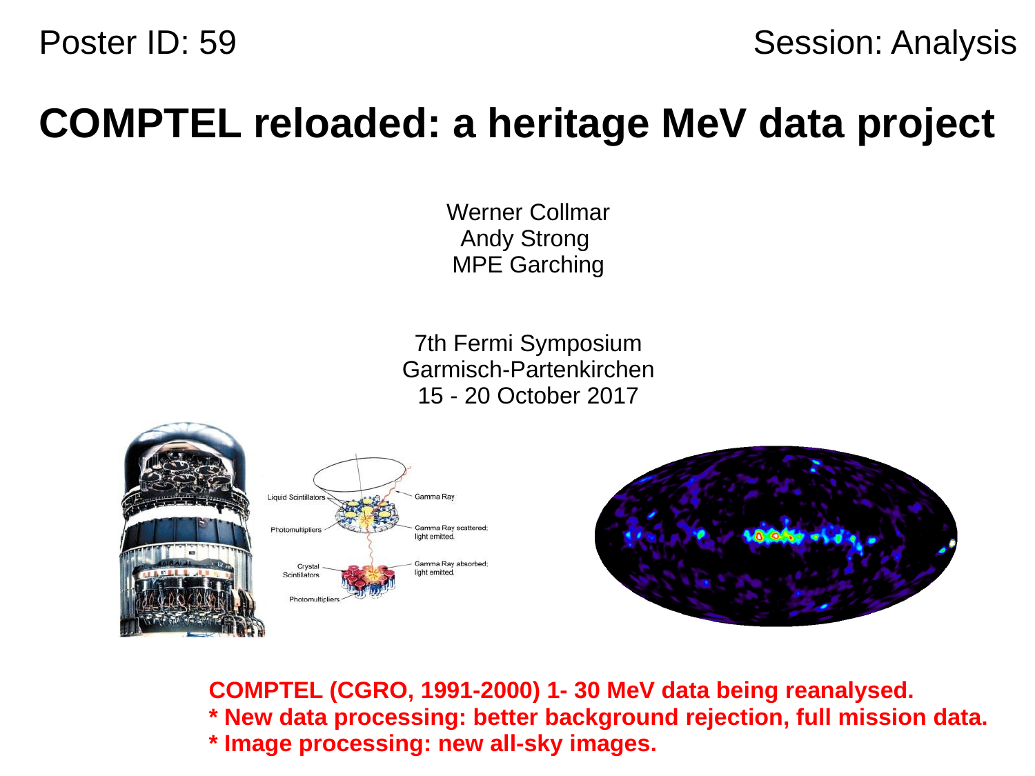Poster ID: 59

Session: Analysis

# COMPTEL reloaded: a heritage MeV data project

Werner Collmar
Andy Strong
MPE Garching

7th Fermi Symposium
Garmisch-Partenkirchen
15 - 20 October 2017

**COMPTEL (CGRO, 1991-2000) 1- 30 MeV data being reanalysed.**
**\* New data processing: better background rejection, full mission data.**
**\* Image processing: new all-sky images.**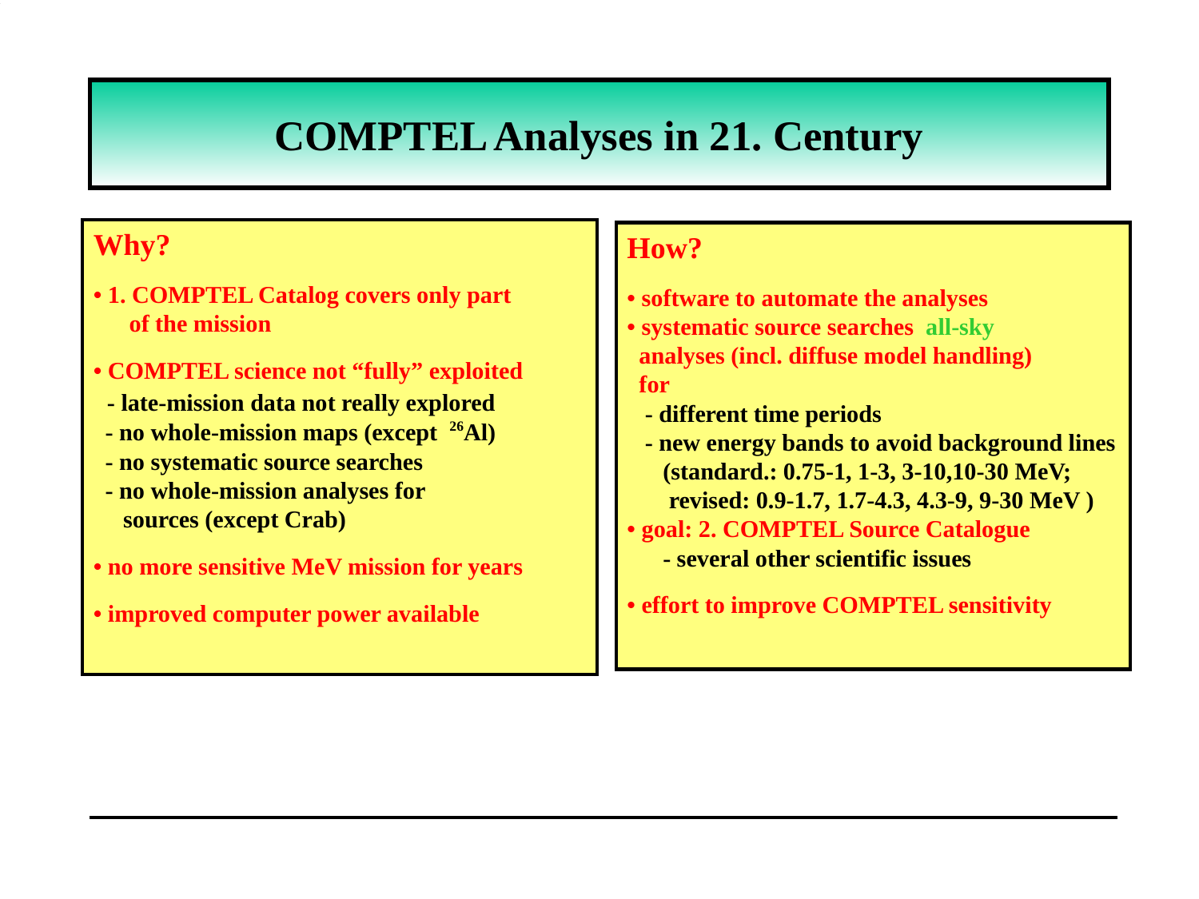# COMPTEL Analyses in 21. Century

## Why?

- 1. COMPTEL Catalog covers only part of the mission
- COMPTEL science not "fully" exploited
  - late-mission data not really explored
  - no whole-mission maps (except $^{26}Al$)
  - no systematic source searches
  - no whole-mission analyses for sources (except Crab)
- no more sensitive MeV mission for years
- improved computer power available

## How?

- software to automate the analyses
- systematic source searches all-sky analyses (incl. diffuse model handling) for
  - different time periods
  - new energy bands to avoid background lines (standard.: 0.75-1, 1-3, 3-10,10-30 MeV; revised: 0.9-1.7, 1.7-4.3, 4.3-9, 9-30 MeV )
- goal: 2. COMPTEL Source Catalogue
  - several other scientific issues
- effort to improve COMPTEL sensitivity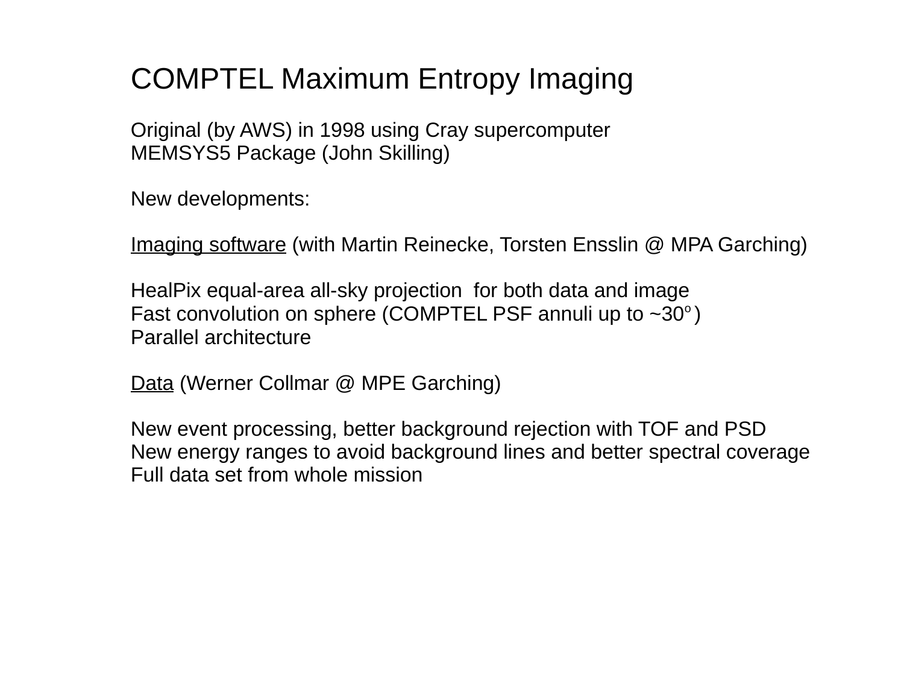# COMPTEL Maximum Entropy Imaging

Original (by AWS) in 1998 using Cray supercomputer
MEMSYS5 Package (John Skilling)

New developments:

Imaging software (with Martin Reinecke, Torsten Ensslin @ MPA Garching)

HealPix equal-area all-sky projection for both data and image
Fast convolution on sphere (COMPTEL PSF annuli up to ~30$^{o}$)
Parallel architecture

Data (Werner Collmar @ MPE Garching)

New event processing, better background rejection with TOF and PSD
New energy ranges to avoid background lines and better spectral coverage
Full data set from whole mission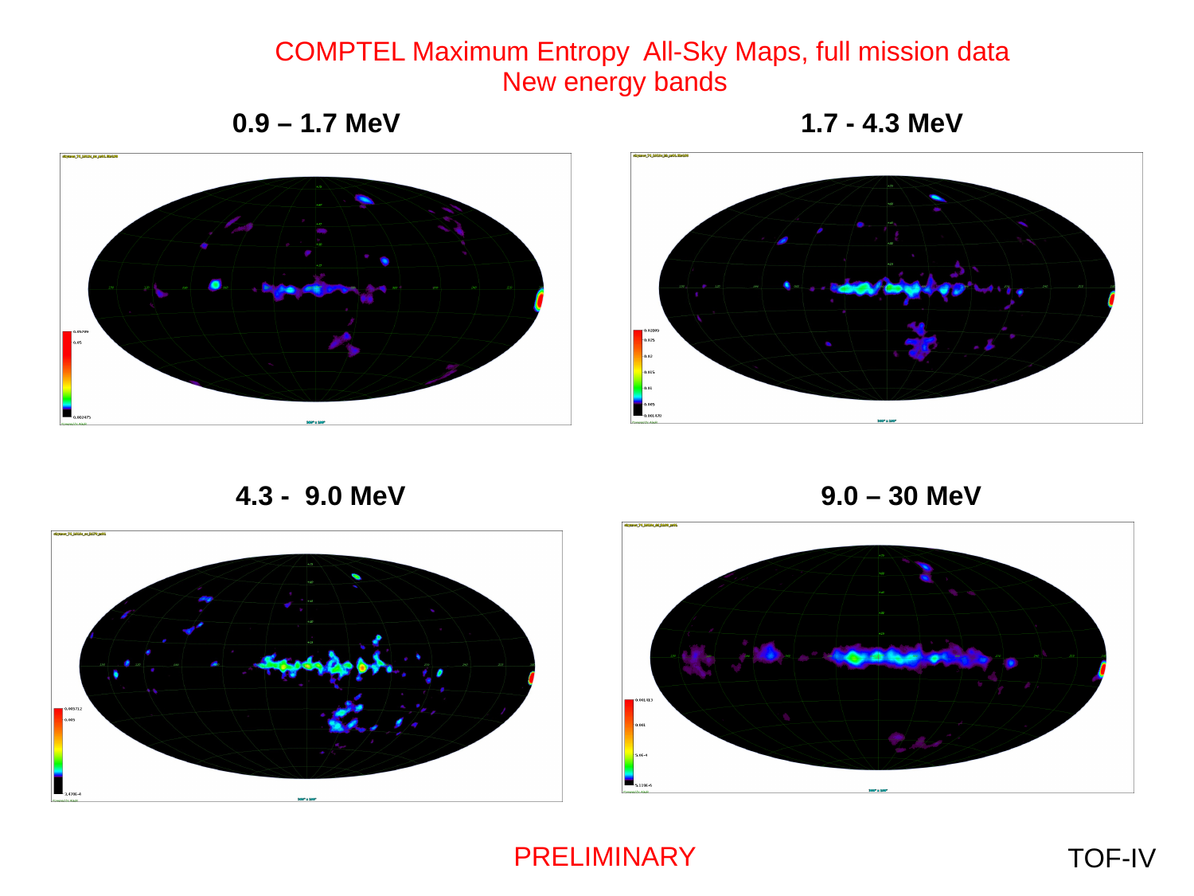# COMPTEL Maximum Entropy All-Sky Maps, full mission data
## New energy bands

**0.9 – 1.7 MeV**

**1.7 - 4.3 MeV**

**4.3 - 9.0 MeV**

**9.0 – 30 MeV**

PRELIMINARY

TOF-IV